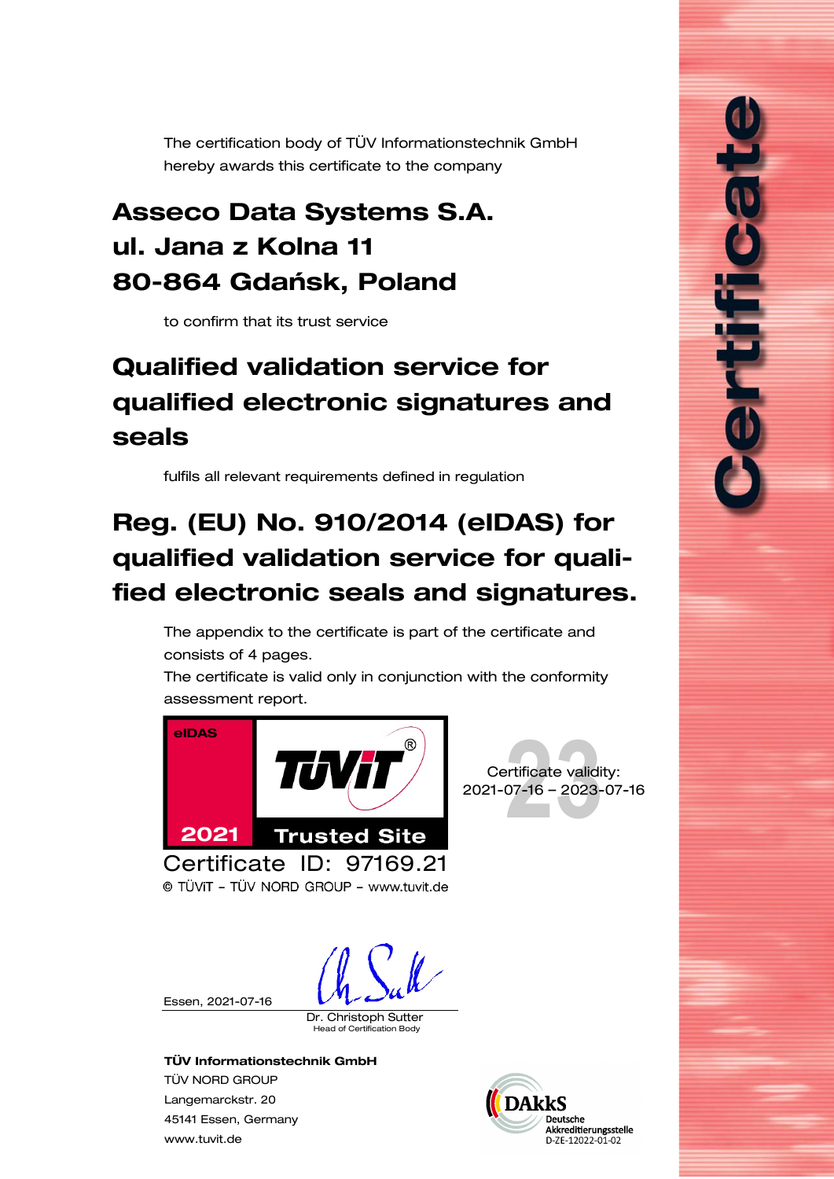# Certificate

The certification body of TÜV Informationstechnik GmbH
hereby awards this certificate to the company

## Asseco Data Systems S.A.
## ul. Jana z Kolna 11
## 80-864 Gdańsk, Poland

to confirm that its trust service

## Qualified validation service for qualified electronic signatures and seals

fulfils all relevant requirements defined in regulation

## Reg. (EU) No. 910/2014 (eIDAS) for qualified validation service for qualified electronic seals and signatures.

The appendix to the certificate is part of the certificate and consists of 4 pages.
The certificate is valid only in conjunction with the conformity assessment report.

eIDAS TÜViT® 2021 Trusted Site

Certificate ID: 97169.21
© TÜViT – TÜV NORD GROUP – www.tuvit.de

Certificate validity:
2021-07-16 – 2023-07-16

Essen, 2021-07-16

Dr. Christoph Sutter
Head of Certification Body

**TÜV Informationstechnik GmbH**
TÜV NORD GROUP
Langemarckstr. 20
45141 Essen, Germany
www.tuvit.de

DAkkS
Deutsche Akkreditierungsstelle
D-ZE-12022-01-02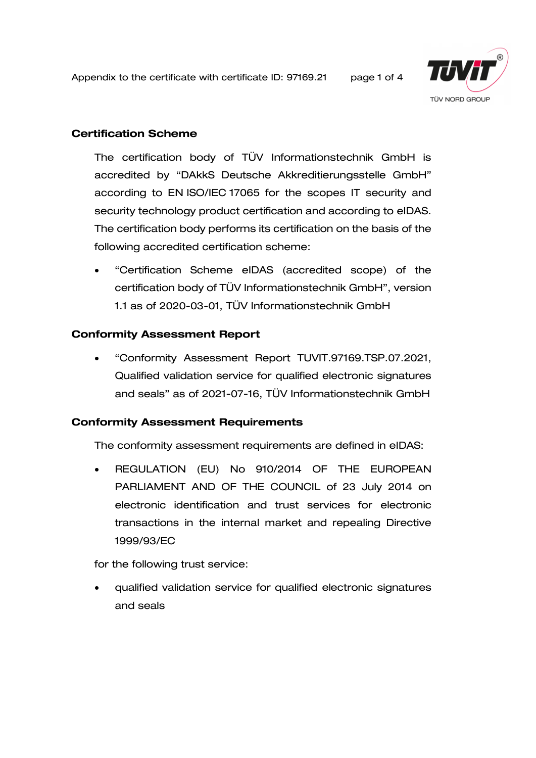Appendix to the certificate with certificate ID: 97169.21

## Certification Scheme

The certification body of TÜV Informationstechnik GmbH is accredited by "DAkkS Deutsche Akkreditierungsstelle GmbH" according to EN ISO/IEC 17065 for the scopes IT security and security technology product certification and according to eIDAS. The certification body performs its certification on the basis of the following accredited certification scheme:

- "Certification Scheme eIDAS (accredited scope) of the certification body of TÜV Informationstechnik GmbH", version 1.1 as of 2020-03-01, TÜV Informationstechnik GmbH

## Conformity Assessment Report

- "Conformity Assessment Report TUVIT.97169.TSP.07.2021, Qualified validation service for qualified electronic signatures and seals" as of 2021-07-16, TÜV Informationstechnik GmbH

## Conformity Assessment Requirements

The conformity assessment requirements are defined in eIDAS:

- REGULATION (EU) No 910/2014 OF THE EUROPEAN PARLIAMENT AND OF THE COUNCIL of 23 July 2014 on electronic identification and trust services for electronic transactions in the internal market and repealing Directive 1999/93/EC

for the following trust service:

- qualified validation service for qualified electronic signatures and seals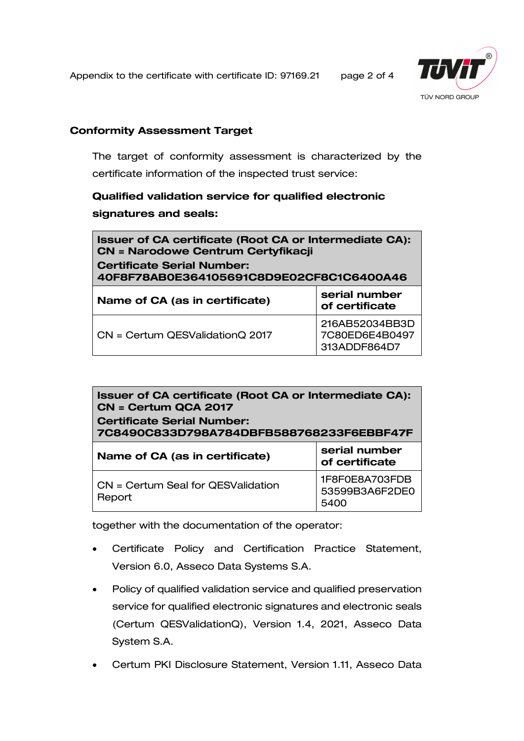## Conformity Assessment Target

The target of conformity assessment is characterized by the certificate information of the inspected trust service:

**Qualified validation service for qualified electronic signatures and seals:**

| **Issuer of CA certificate (Root CA or Intermediate CA): CN = Narodowe Centrum Certyfikacji<br>Certificate Serial Number: 40F8F78AB0E364105691C8D9E02CF8C1C6400A46** | |
|---|---|
| **Name of CA (as in certificate)** | **serial number of certificate** |
| CN = Certum QESValidationQ 2017 | 216AB52034BB3D7C80ED6E4B0497313ADDF864D7 |

| **Issuer of CA certificate (Root CA or Intermediate CA): CN = Certum QCA 2017<br>Certificate Serial Number: 7C8490C833D798A784DBFB588768233F6EBBF47F** | |
|---|---|
| **Name of CA (as in certificate)** | **serial number of certificate** |
| CN = Certum Seal for QESValidation Report | 1F8F0E8A703FDB53599B3A6F2DE05400 |

together with the documentation of the operator:

- Certificate Policy and Certification Practice Statement, Version 6.0, Asseco Data Systems S.A.
- Policy of qualified validation service and qualified preservation service for qualified electronic signatures and electronic seals (Certum QESValidationQ), Version 1.4, 2021, Asseco Data System S.A.
- Certum PKI Disclosure Statement, Version 1.11, Asseco Data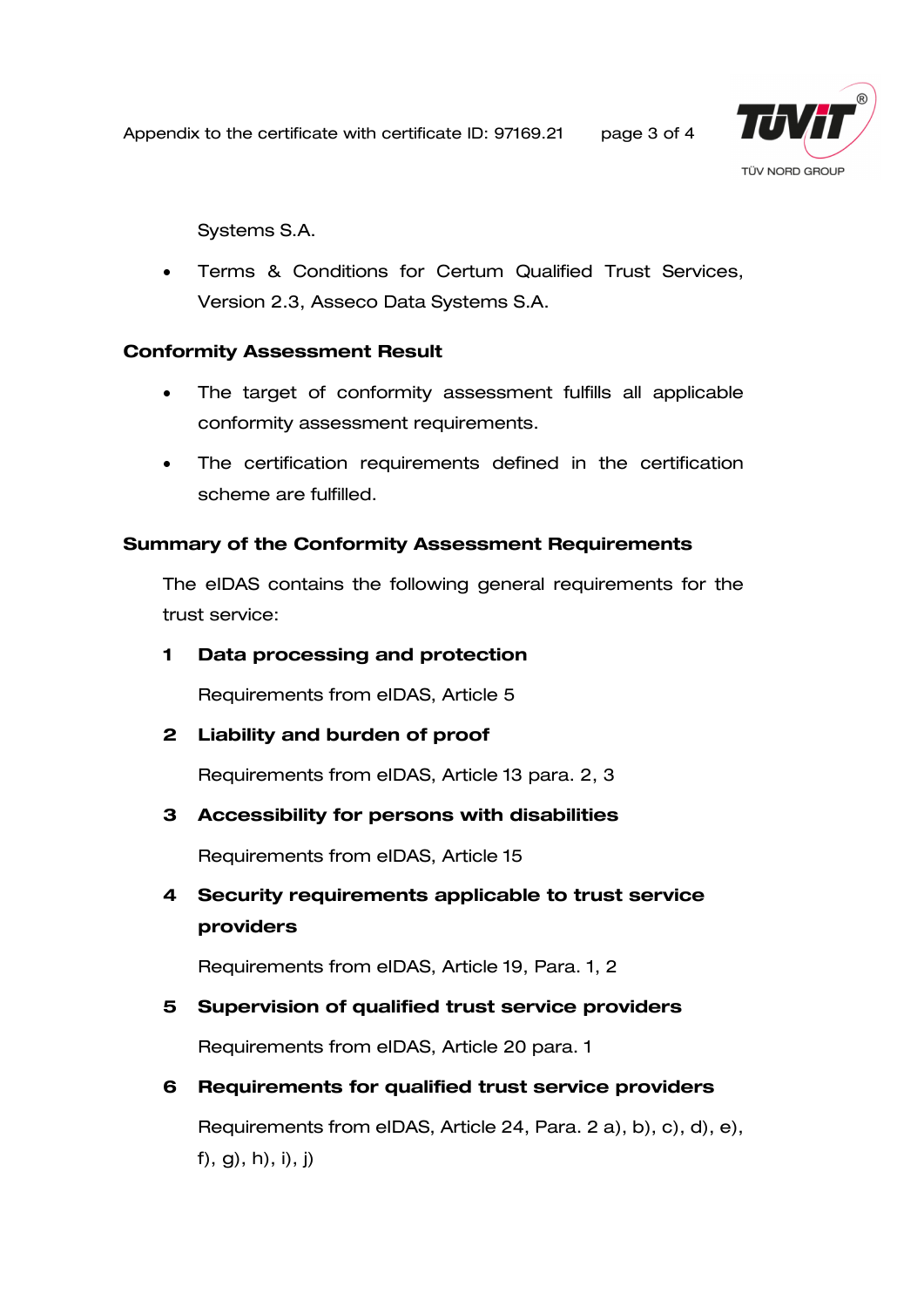Systems S.A.

- Terms & Conditions for Certum Qualified Trust Services, Version 2.3, Asseco Data Systems S.A.

**Conformity Assessment Result**

- The target of conformity assessment fulfills all applicable conformity assessment requirements.
- The certification requirements defined in the certification scheme are fulfilled.

**Summary of the Conformity Assessment Requirements**

The eIDAS contains the following general requirements for the trust service:

**1 Data processing and protection**

Requirements from eIDAS, Article 5

**2 Liability and burden of proof**

Requirements from eIDAS, Article 13 para. 2, 3

**3 Accessibility for persons with disabilities**

Requirements from eIDAS, Article 15

**4 Security requirements applicable to trust service providers**

Requirements from eIDAS, Article 19, Para. 1, 2

**5 Supervision of qualified trust service providers**

Requirements from eIDAS, Article 20 para. 1

**6 Requirements for qualified trust service providers**

Requirements from eIDAS, Article 24, Para. 2 a), b), c), d), e), f), g), h), i), j)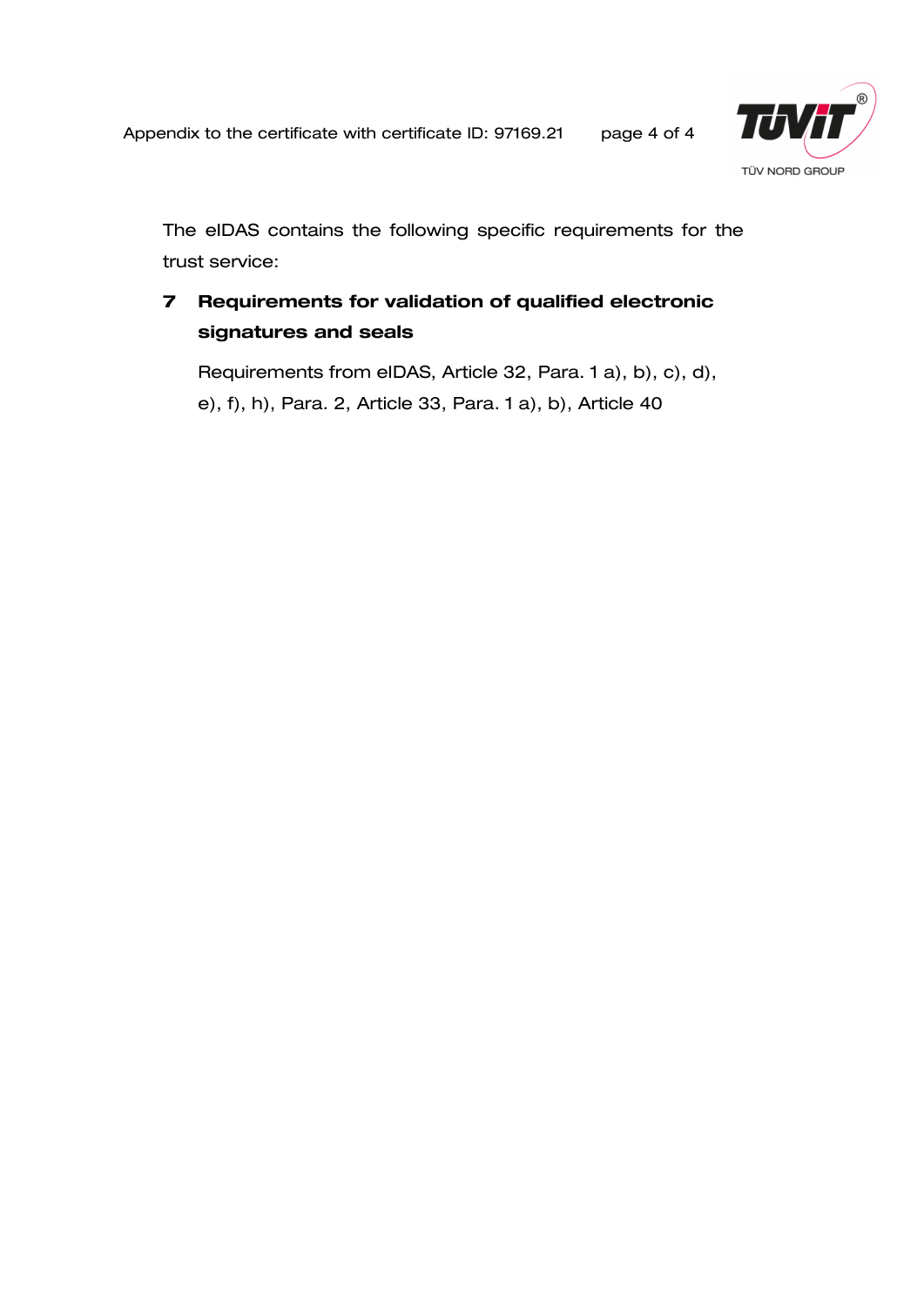The eIDAS contains the following specific requirements for the trust service:

## 7 Requirements for validation of qualified electronic signatures and seals

Requirements from eIDAS, Article 32, Para. 1 a), b), c), d), e), f), h), Para. 2, Article 33, Para. 1 a), b), Article 40